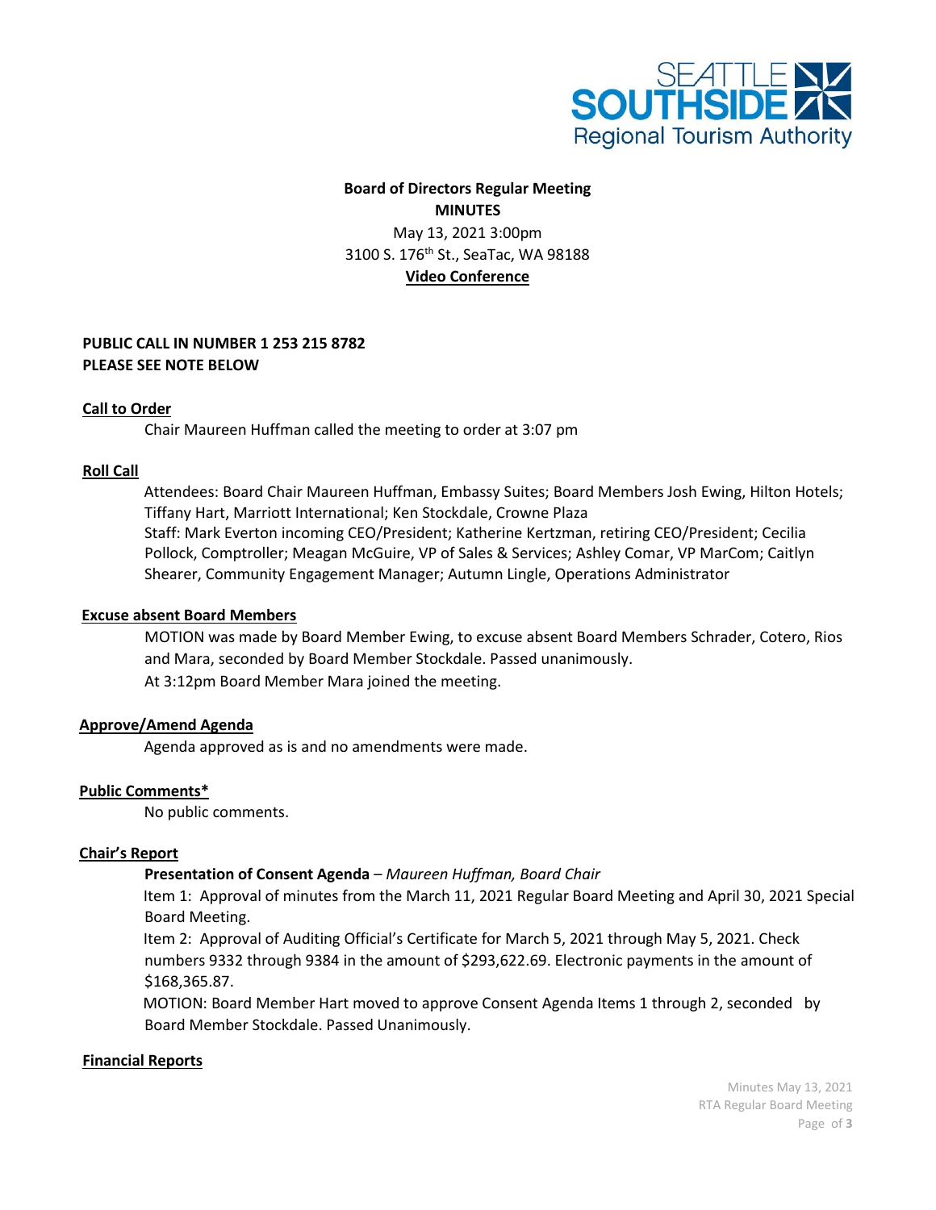# Board of Directors Regular Meeting

## MINUTES

May 13, 2021 3:00pm
3100 S. 176th St., SeaTac, WA 98188
**Video Conference**

**PUBLIC CALL IN NUMBER 1 253 215 8782**
**PLEASE SEE NOTE BELOW**

### Call to Order

Chair Maureen Huffman called the meeting to order at 3:07 pm

### Roll Call

Attendees: Board Chair Maureen Huffman, Embassy Suites; Board Members Josh Ewing, Hilton Hotels; Tiffany Hart, Marriott International; Ken Stockdale, Crowne Plaza

Staff: Mark Everton incoming CEO/President; Katherine Kertzman, retiring CEO/President; Cecilia Pollock, Comptroller; Meagan McGuire, VP of Sales & Services; Ashley Comar, VP MarCom; Caitlyn Shearer, Community Engagement Manager; Autumn Lingle, Operations Administrator

### Excuse absent Board Members

MOTION was made by Board Member Ewing, to excuse absent Board Members Schrader, Cotero, Rios and Mara, seconded by Board Member Stockdale. Passed unanimously.

At 3:12pm Board Member Mara joined the meeting.

### Approve/Amend Agenda

Agenda approved as is and no amendments were made.

### Public Comments*

No public comments.

### Chair's Report

**Presentation of Consent Agenda** – *Maureen Huffman, Board Chair*

Item 1: Approval of minutes from the March 11, 2021 Regular Board Meeting and April 30, 2021 Special Board Meeting.

Item 2: Approval of Auditing Official's Certificate for March 5, 2021 through May 5, 2021. Check numbers 9332 through 9384 in the amount of $293,622.69. Electronic payments in the amount of $168,365.87.

MOTION: Board Member Hart moved to approve Consent Agenda Items 1 through 2, seconded by Board Member Stockdale. Passed Unanimously.

### Financial Reports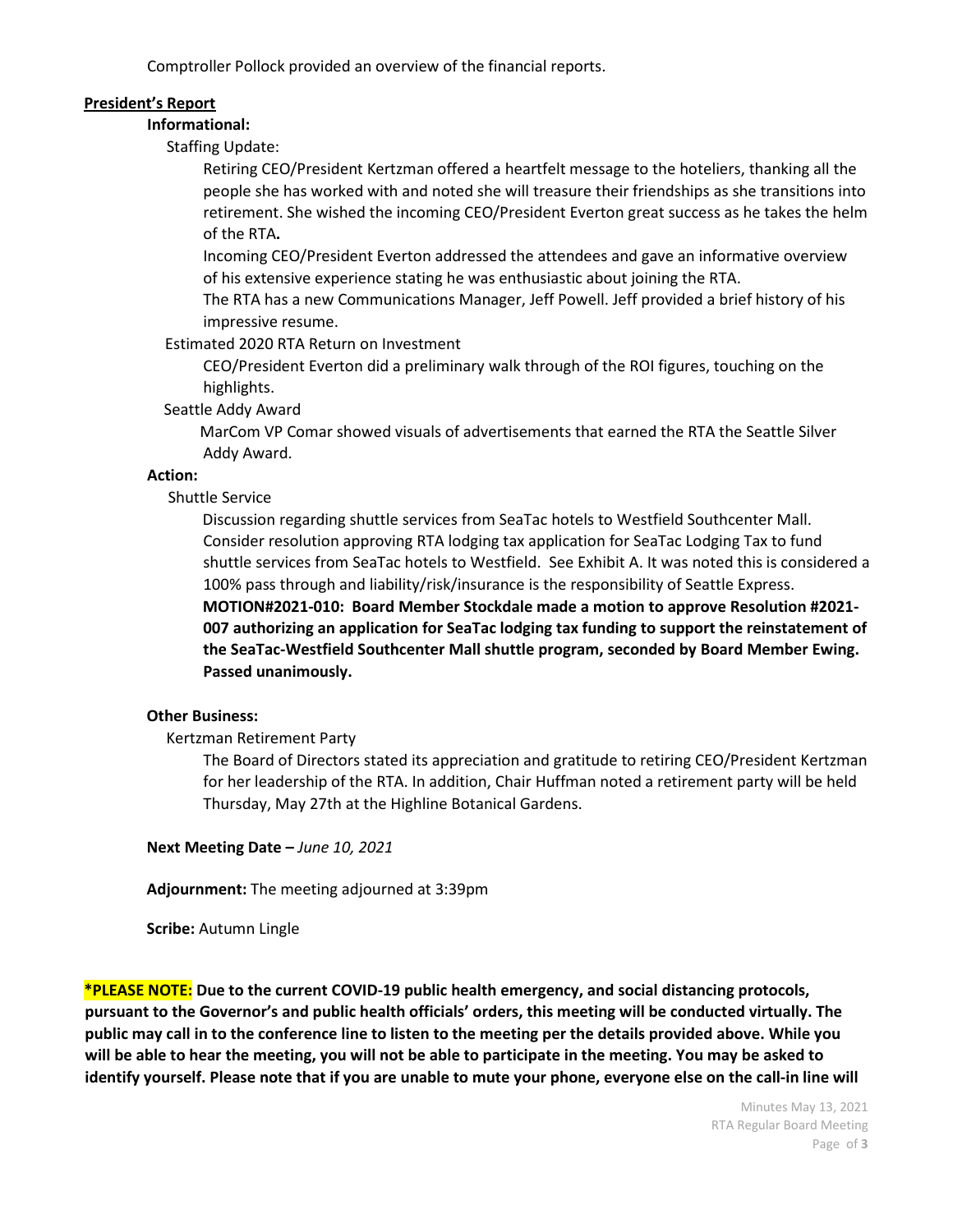Comptroller Pollock provided an overview of the financial reports.

**President's Report**

**Informational:**

Staffing Update:

Retiring CEO/President Kertzman offered a heartfelt message to the hoteliers, thanking all the people she has worked with and noted she will treasure their friendships as she transitions into retirement. She wished the incoming CEO/President Everton great success as he takes the helm of the RTA**.**

Incoming CEO/President Everton addressed the attendees and gave an informative overview of his extensive experience stating he was enthusiastic about joining the RTA.

The RTA has a new Communications Manager, Jeff Powell. Jeff provided a brief history of his impressive resume.

Estimated 2020 RTA Return on Investment

CEO/President Everton did a preliminary walk through of the ROI figures, touching on the highlights.

Seattle Addy Award

MarCom VP Comar showed visuals of advertisements that earned the RTA the Seattle Silver Addy Award.

**Action:**

Shuttle Service

Discussion regarding shuttle services from SeaTac hotels to Westfield Southcenter Mall. Consider resolution approving RTA lodging tax application for SeaTac Lodging Tax to fund shuttle services from SeaTac hotels to Westfield. See Exhibit A. It was noted this is considered a 100% pass through and liability/risk/insurance is the responsibility of Seattle Express.

**MOTION#2021-010: Board Member Stockdale made a motion to approve Resolution #2021-007 authorizing an application for SeaTac lodging tax funding to support the reinstatement of the SeaTac-Westfield Southcenter Mall shuttle program, seconded by Board Member Ewing. Passed unanimously.**

**Other Business:**

Kertzman Retirement Party

The Board of Directors stated its appreciation and gratitude to retiring CEO/President Kertzman for her leadership of the RTA. In addition, Chair Huffman noted a retirement party will be held Thursday, May 27th at the Highline Botanical Gardens.

**Next Meeting Date –** *June 10, 2021*

**Adjournment:** The meeting adjourned at 3:39pm

**Scribe:** Autumn Lingle

**\*PLEASE NOTE: Due to the current COVID-19 public health emergency, and social distancing protocols, pursuant to the Governor's and public health officials' orders, this meeting will be conducted virtually. The public may call in to the conference line to listen to the meeting per the details provided above. While you will be able to hear the meeting, you will not be able to participate in the meeting. You may be asked to identify yourself. Please note that if you are unable to mute your phone, everyone else on the call-in line will**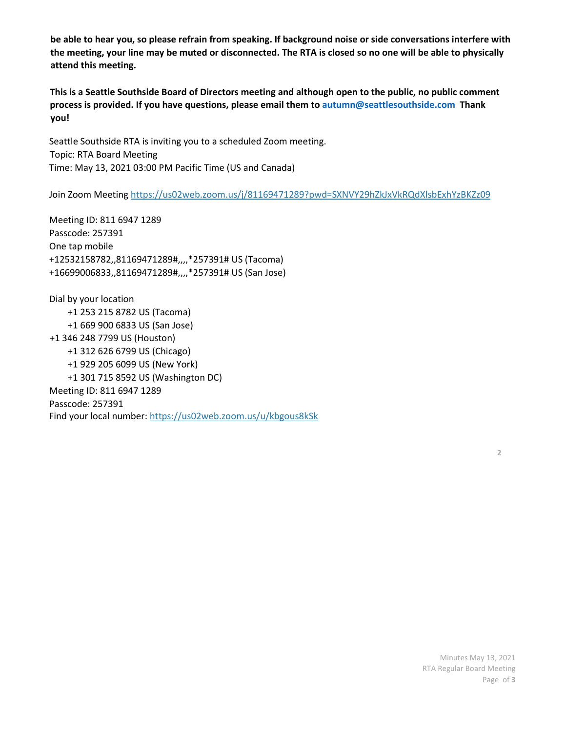**be able to hear you, so please refrain from speaking. If background noise or side conversations interfere with the meeting, your line may be muted or disconnected. The RTA is closed so no one will be able to physically attend this meeting.**

**This is a Seattle Southside Board of Directors meeting and although open to the public, no public comment process is provided. If you have questions, please email them to autumn@seattlesouthside.com Thank you!**

Seattle Southside RTA is inviting you to a scheduled Zoom meeting.
Topic: RTA Board Meeting
Time: May 13, 2021 03:00 PM Pacific Time (US and Canada)

Join Zoom Meeting https://us02web.zoom.us/j/81169471289?pwd=SXNVY29hZkJxVkRQdXlsbExhYzBKZz09

Meeting ID: 811 6947 1289
Passcode: 257391
One tap mobile
+12532158782,,81169471289#,,,,*257391# US (Tacoma)
+16699006833,,81169471289#,,,,*257391# US (San Jose)

Dial by your location
+1 253 215 8782 US (Tacoma)
+1 669 900 6833 US (San Jose)
+1 346 248 7799 US (Houston)
+1 312 626 6799 US (Chicago)
+1 929 205 6099 US (New York)
+1 301 715 8592 US (Washington DC)
Meeting ID: 811 6947 1289
Passcode: 257391
Find your local number: https://us02web.zoom.us/u/kbgous8kSk